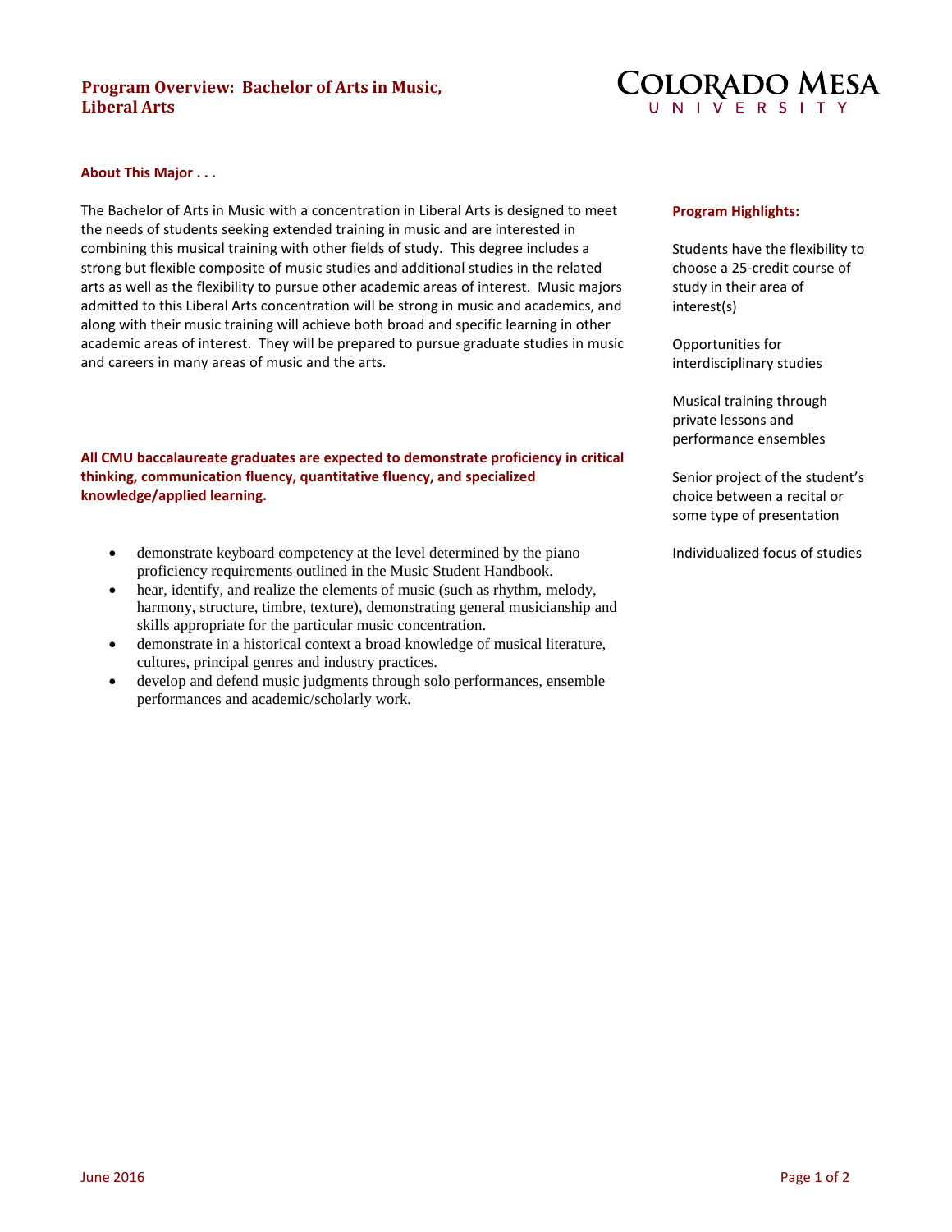# Program Overview: Bachelor of Arts in Music, Liberal Arts

COLORADO MESA UNIVERSITY

## About This Major . . .

The Bachelor of Arts in Music with a concentration in Liberal Arts is designed to meet the needs of students seeking extended training in music and are interested in combining this musical training with other fields of study. This degree includes a strong but flexible composite of music studies and additional studies in the related arts as well as the flexibility to pursue other academic areas of interest. Music majors admitted to this Liberal Arts concentration will be strong in music and academics, and along with their music training will achieve both broad and specific learning in other academic areas of interest. They will be prepared to pursue graduate studies in music and careers in many areas of music and the arts.

**All CMU baccalaureate graduates are expected to demonstrate proficiency in critical thinking, communication fluency, quantitative fluency, and specialized knowledge/applied learning.**

- demonstrate keyboard competency at the level determined by the piano proficiency requirements outlined in the Music Student Handbook.
- hear, identify, and realize the elements of music (such as rhythm, melody, harmony, structure, timbre, texture), demonstrating general musicianship and skills appropriate for the particular music concentration.
- demonstrate in a historical context a broad knowledge of musical literature, cultures, principal genres and industry practices.
- develop and defend music judgments through solo performances, ensemble performances and academic/scholarly work.

## Program Highlights:

Students have the flexibility to choose a 25-credit course of study in their area of interest(s)

Opportunities for interdisciplinary studies

Musical training through private lessons and performance ensembles

Senior project of the student's choice between a recital or some type of presentation

Individualized focus of studies

June 2016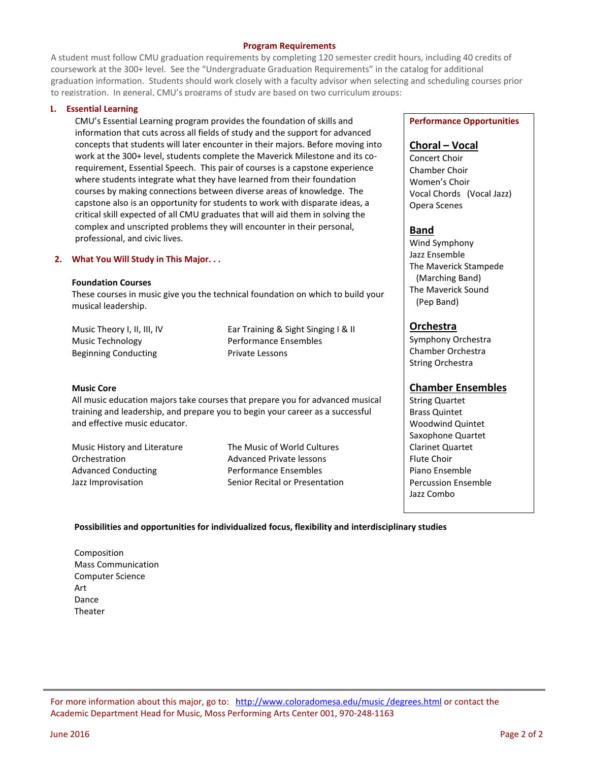## Program Requirements

A student must follow CMU graduation requirements by completing 120 semester credit hours, including 40 credits of coursework at the 300+ level. See the "Undergraduate Graduation Requirements" in the catalog for additional graduation information. Students should work closely with a faculty advisor when selecting and scheduling courses prior to registration. In general, CMU's programs of study are based on two curriculum groups:

### 1. Essential Learning

CMU's Essential Learning program provides the foundation of skills and information that cuts across all fields of study and the support for advanced concepts that students will later encounter in their majors. Before moving into work at the 300+ level, students complete the Maverick Milestone and its co-requirement, Essential Speech. This pair of courses is a capstone experience where students integrate what they have learned from their foundation courses by making connections between diverse areas of knowledge. The capstone also is an opportunity for students to work with disparate ideas, a critical skill expected of all CMU graduates that will aid them in solving the complex and unscripted problems they will encounter in their personal, professional, and civic lives.

### 2. What You Will Study in This Major. . .

**Foundation Courses**

These courses in music give you the technical foundation on which to build your musical leadership.

- Music Theory I, II, III, IV
- Music Technology
- Beginning Conducting
- Ear Training & Sight Singing I & II
- Performance Ensembles
- Private Lessons

**Music Core**

All music education majors take courses that prepare you for advanced musical training and leadership, and prepare you to begin your career as a successful and effective music educator.

- Music History and Literature
- Orchestration
- Advanced Conducting
- Jazz Improvisation
- The Music of World Cultures
- Advanced Private lessons
- Performance Ensembles
- Senior Recital or Presentation

**Possibilities and opportunities for individualized focus, flexibility and interdisciplinary studies**

- Composition
- Mass Communication
- Computer Science
- Art
- Dance
- Theater

### Performance Opportunities

**Choral – Vocal**

- Concert Choir
- Chamber Choir
- Women's Choir
- Vocal Chords (Vocal Jazz)
- Opera Scenes

**Band**

- Wind Symphony
- Jazz Ensemble
- The Maverick Stampede (Marching Band)
- The Maverick Sound (Pep Band)

**Orchestra**

- Symphony Orchestra
- Chamber Orchestra
- String Orchestra

**Chamber Ensembles**

- String Quartet
- Brass Quintet
- Woodwind Quintet
- Saxophone Quartet
- Clarinet Quartet
- Flute Choir
- Piano Ensemble
- Percussion Ensemble
- Jazz Combo

For more information about this major, go to: http://www.coloradomesa.edu/music /degrees.html or contact the Academic Department Head for Music, Moss Performing Arts Center 001, 970-248-1163

June 2016